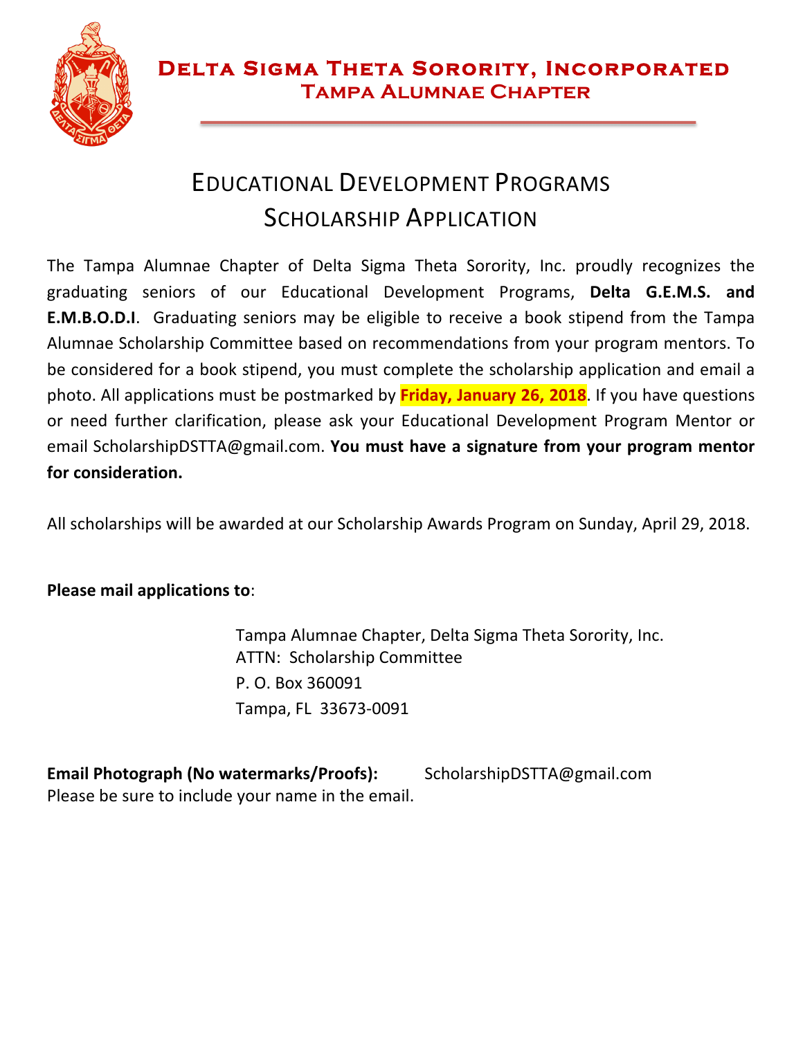# Delta Sigma Theta Sorority, Incorporated
## Tampa Alumnae Chapter

# Educational Development Programs
# Scholarship Application

The Tampa Alumnae Chapter of Delta Sigma Theta Sorority, Inc. proudly recognizes the graduating seniors of our Educational Development Programs, **Delta G.E.M.S. and E.M.B.O.D.I**. Graduating seniors may be eligible to receive a book stipend from the Tampa Alumnae Scholarship Committee based on recommendations from your program mentors. To be considered for a book stipend, you must complete the scholarship application and email a photo. All applications must be postmarked by **Friday, January 26, 2018**. If you have questions or need further clarification, please ask your Educational Development Program Mentor or email ScholarshipDSTTA@gmail.com. **You must have a signature from your program mentor for consideration.**

All scholarships will be awarded at our Scholarship Awards Program on Sunday, April 29, 2018.

**Please mail applications to**:

Tampa Alumnae Chapter, Delta Sigma Theta Sorority, Inc.
ATTN: Scholarship Committee
P. O. Box 360091
Tampa, FL 33673-0091

**Email Photograph (No watermarks/Proofs):** ScholarshipDSTTA@gmail.com
Please be sure to include your name in the email.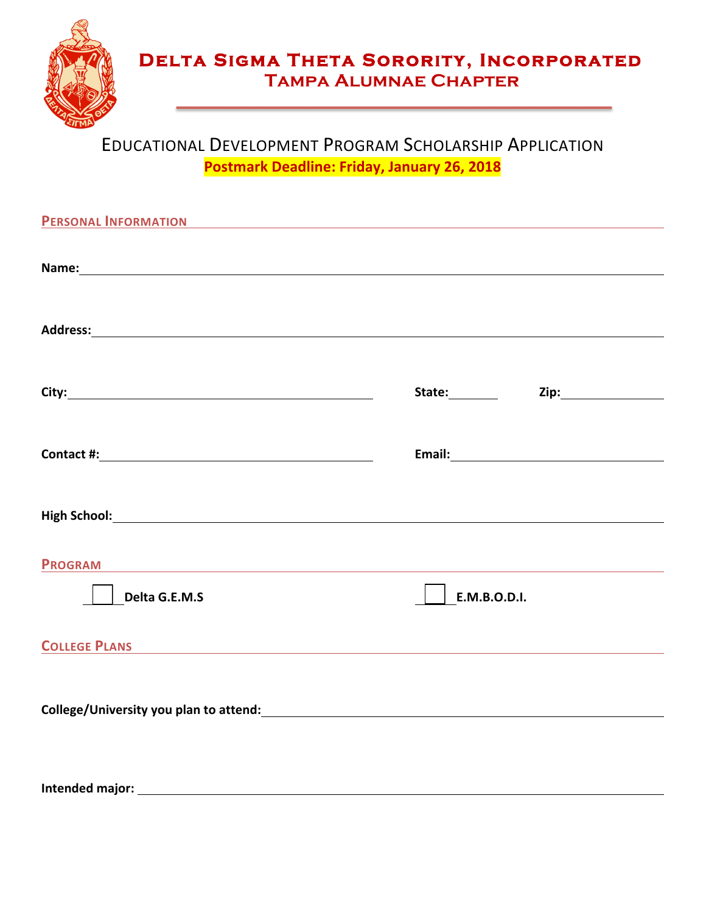# Delta Sigma Theta Sorority, Incorporated
## Tampa Alumnae Chapter

## Educational Development Program Scholarship Application

**Postmark Deadline: Friday, January 26, 2018**

### Personal Information

**Name:** ____________________________________________

**Address:** ____________________________________________

**City:** ______________________ **State:** ________ **Zip:** __________

**Contact #:** ______________________ **Email:** ______________________

**High School:** ____________________________________________

### Program

☐ **Delta G.E.M.S** ☐ **E.M.B.O.D.I.**

### College Plans

**College/University you plan to attend:** ______________________________

**Intended major:** ____________________________________________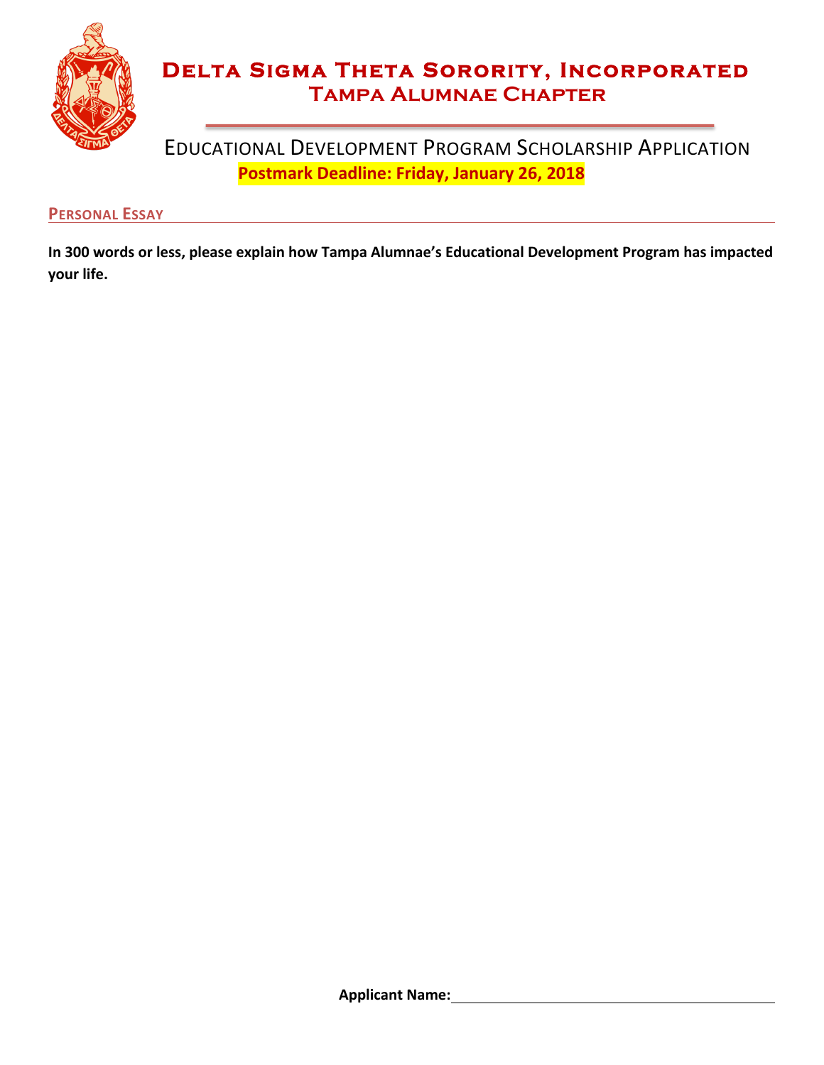# Delta Sigma Theta Sorority, Incorporated
## Tampa Alumnae Chapter

EDUCATIONAL DEVELOPMENT PROGRAM SCHOLARSHIP APPLICATION

**Postmark Deadline: Friday, January 26, 2018**

### PERSONAL ESSAY

**In 300 words or less, please explain how Tampa Alumnae's Educational Development Program has impacted your life.**

**Applicant Name:** ______________________________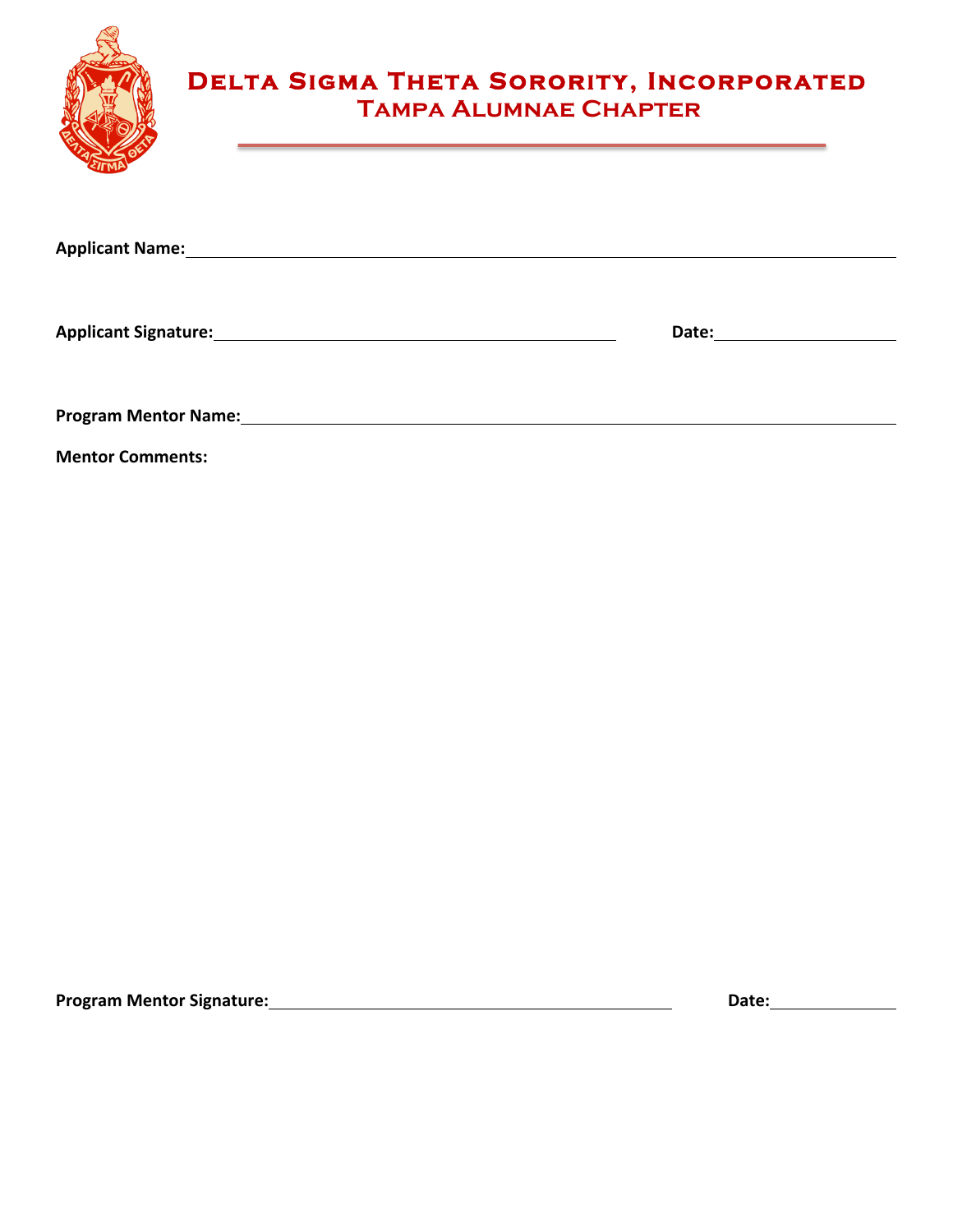# Delta Sigma Theta Sorority, Incorporated
## Tampa Alumnae Chapter

**Applicant Name:** ______________________________________________

**Applicant Signature:** ______________________________ **Date:** ______________

**Program Mentor Name:** ______________________________________________

**Mentor Comments:**

**Program Mentor Signature:** ______________________________ **Date:** ______________